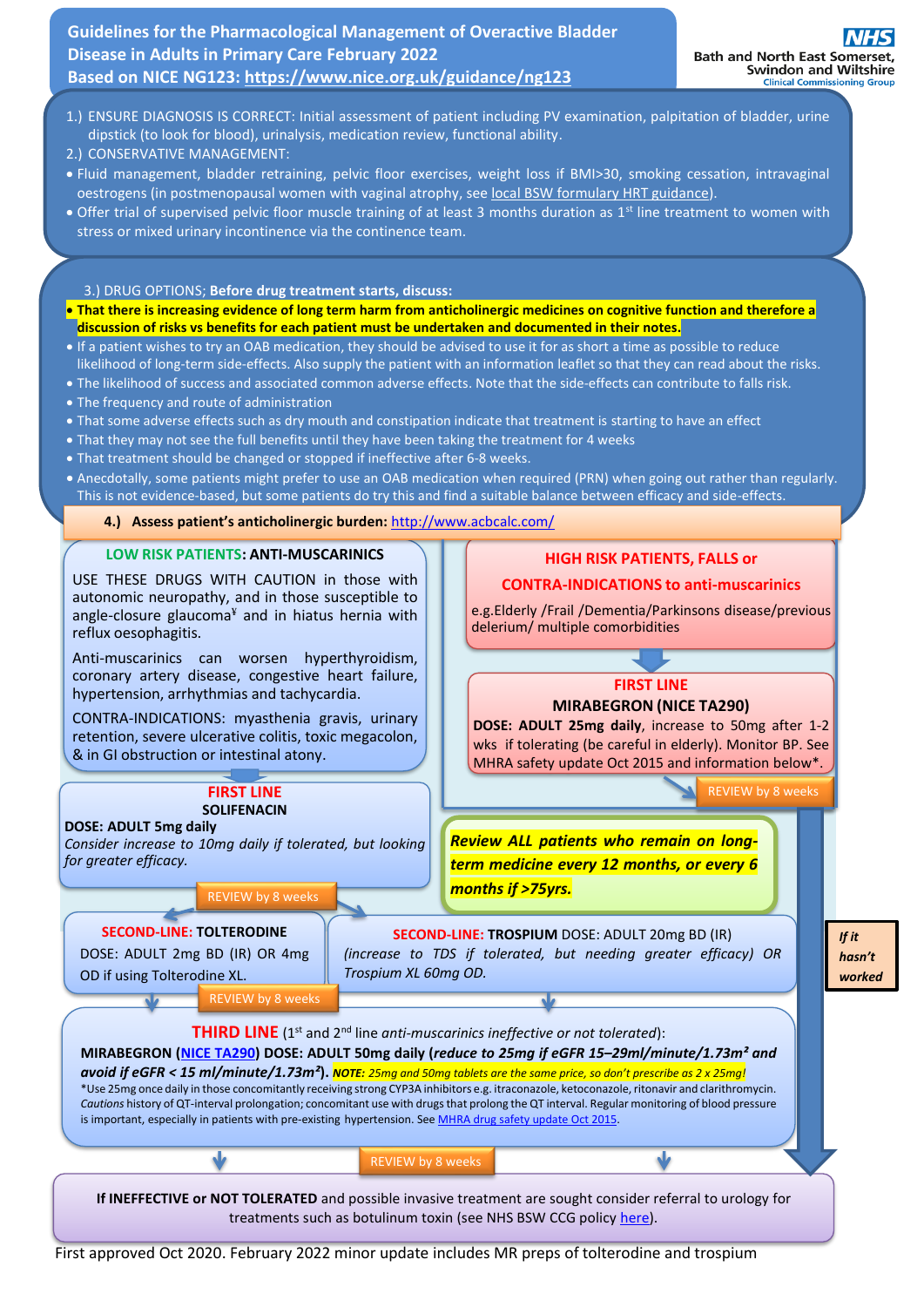# Guidelines for the Pharmacological Management of Overactive Bladder Disease in Adults in Primary Care February 2022

**Based on NICE NG123: https://www.nice.org.uk/guidance/ng123**

NHS Bath and North East Somerset, Swindon and Wiltshire Clinical Commissioning Group

1.) ENSURE DIAGNOSIS IS CORRECT: Initial assessment of patient including PV examination, palpitation of bladder, urine dipstick (to look for blood), urinalysis, medication review, functional ability.

2.) CONSERVATIVE MANAGEMENT:

- Fluid management, bladder retraining, pelvic floor exercises, weight loss if BMI>30, smoking cessation, intravaginal oestrogens (in postmenopausal women with vaginal atrophy, see local BSW formulary HRT guidance).
- Offer trial of supervised pelvic floor muscle training of at least 3 months duration as 1st line treatment to women with stress or mixed urinary incontinence via the continence team.

3.) DRUG OPTIONS; **Before drug treatment starts, discuss:**

- **That there is increasing evidence of long term harm from anticholinergic medicines on cognitive function and therefore a discussion of risks vs benefits for each patient must be undertaken and documented in their notes.**
- If a patient wishes to try an OAB medication, they should be advised to use it for as short a time as possible to reduce likelihood of long-term side-effects. Also supply the patient with an information leaflet so that they can read about the risks.
- The likelihood of success and associated common adverse effects. Note that the side-effects can contribute to falls risk.
- The frequency and route of administration
- That some adverse effects such as dry mouth and constipation indicate that treatment is starting to have an effect
- That they may not see the full benefits until they have been taking the treatment for 4 weeks
- That treatment should be changed or stopped if ineffective after 6-8 weeks.
- Anecdotally, some patients might prefer to use an OAB medication when required (PRN) when going out rather than regularly. This is not evidence-based, but some patients do try this and find a suitable balance between efficacy and side-effects.

**4.) Assess patient's anticholinergic burden:** http://www.acbcalc.com/

## LOW RISK PATIENTS: ANTI-MUSCARINICS

USE THESE DRUGS WITH CAUTION in those with autonomic neuropathy, and in those susceptible to angle-closure glaucoma¥ and in hiatus hernia with reflux oesophagitis.

Anti-muscarinics can worsen hyperthyroidism, coronary artery disease, congestive heart failure, hypertension, arrhythmias and tachycardia.

CONTRA-INDICATIONS: myasthenia gravis, urinary retention, severe ulcerative colitis, toxic megacolon, & in GI obstruction or intestinal atony.

### FIRST LINE

**SOLIFENACIN**

**DOSE: ADULT 5mg daily**

*Consider increase to 10mg daily if tolerated, but looking for greater efficacy.*

REVIEW by 8 weeks

### SECOND-LINE: TOLTERODINE

DOSE: ADULT 2mg BD (IR) OR 4mg OD if using Tolterodine XL.

REVIEW by 8 weeks

### SECOND-LINE: TROSPIUM

DOSE: ADULT 20mg BD (IR) *(increase to TDS if tolerated, but needing greater efficacy)* OR *Trospium XL 60mg OD.*

## HIGH RISK PATIENTS, FALLS or CONTRA-INDICATIONS to anti-muscarinics

e.g.Elderly /Frail /Dementia/Parkinsons disease/previous delerium/ multiple comorbidities

### FIRST LINE

**MIRABEGRON (NICE TA290)**

**DOSE: ADULT 25mg daily**, increase to 50mg after 1-2 wks if tolerating (be careful in elderly). Monitor BP. See MHRA safety update Oct 2015 and information below*.

REVIEW by 8 weeks

***Review ALL patients who remain on long-term medicine every 12 months, or every 6 months if >75yrs.***

*If it hasn't worked*

## THIRD LINE (1st and 2nd line *anti-muscarinics ineffective or not tolerated*):

**MIRABEGRON (NICE TA290) DOSE: ADULT 50mg daily (*reduce to 25mg if eGFR 15–29ml/minute/1.73m² and avoid if eGFR < 15 ml/minute/1.73m²*).** ***NOTE:*** *25mg and 50mg tablets are the same price, so don't prescribe as 2 x 25mg!*

*Use 25mg once daily in those concomitantly receiving strong CYP3A inhibitors e.g. itraconazole, ketoconazole, ritonavir and clarithromycin. *Cautions* history of QT-interval prolongation; concomitant use with drugs that prolong the QT interval. Regular monitoring of blood pressure is important, especially in patients with pre-existing hypertension. See MHRA drug safety update Oct 2015.

REVIEW by 8 weeks

**If INEFFECTIVE or NOT TOLERATED** and possible invasive treatment are sought consider referral to urology for treatments such as botulinum toxin (see NHS BSW CCG policy here).

First approved Oct 2020. February 2022 minor update includes MR preps of tolterodine and trospium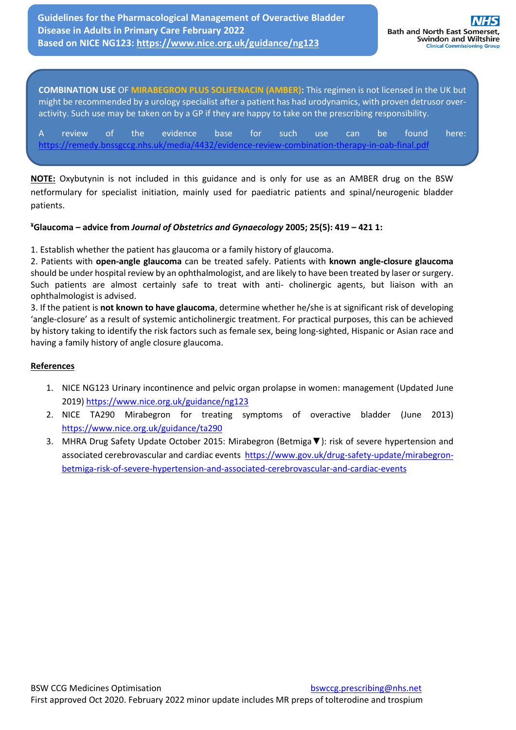**COMBINATION USE** OF **MIRABEGRON PLUS SOLIFENACIN (AMBER):** This regimen is not licensed in the UK but might be recommended by a urology specialist after a patient has had urodynamics, with proven detrusor over-activity. Such use may be taken on by a GP if they are happy to take on the prescribing responsibility.

A review of the evidence base for such use can be found here: https://remedy.bnssgccg.nhs.uk/media/4432/evidence-review-combination-therapy-in-oab-final.pdf

**NOTE:** Oxybutynin is not included in this guidance and is only for use as an AMBER drug on the BSW netformulary for specialist initiation, mainly used for paediatric patients and spinal/neurogenic bladder patients.

**[¥]Glaucoma – advice from *Journal of Obstetrics and Gynaecology* 2005; 25(5): 419 – 421 1:**

1. Establish whether the patient has glaucoma or a family history of glaucoma.
2. Patients with **open-angle glaucoma** can be treated safely. Patients with **known angle-closure glaucoma** should be under hospital review by an ophthalmologist, and are likely to have been treated by laser or surgery. Such patients are almost certainly safe to treat with anti- cholinergic agents, but liaison with an ophthalmologist is advised.
3. If the patient is **not known to have glaucoma**, determine whether he/she is at significant risk of developing 'angle-closure' as a result of systemic anticholinergic treatment. For practical purposes, this can be achieved by history taking to identify the risk factors such as female sex, being long-sighted, Hispanic or Asian race and having a family history of angle closure glaucoma.

**References**

1. NICE NG123 Urinary incontinence and pelvic organ prolapse in women: management (Updated June 2019) https://www.nice.org.uk/guidance/ng123
2. NICE TA290 Mirabegron for treating symptoms of overactive bladder (June 2013) https://www.nice.org.uk/guidance/ta290
3. MHRA Drug Safety Update October 2015: Mirabegron (Betmiga▼): risk of severe hypertension and associated cerebrovascular and cardiac events https://www.gov.uk/drug-safety-update/mirabegron-betmiga-risk-of-severe-hypertension-and-associated-cerebrovascular-and-cardiac-events

BSW CCG Medicines Optimisation bswccg.prescribing@nhs.net

First approved Oct 2020. February 2022 minor update includes MR preps of tolterodine and trospium